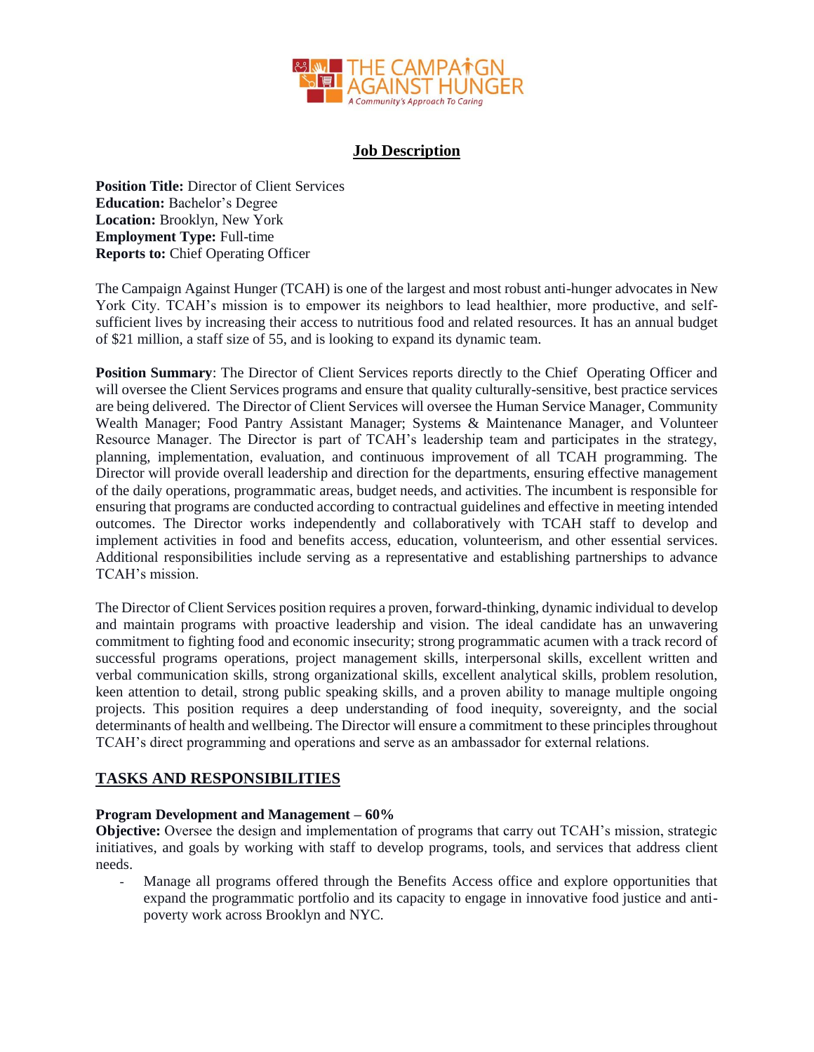# Job Description

**Position Title:** Director of Client Services
**Education:** Bachelor's Degree
**Location:** Brooklyn, New York
**Employment Type:** Full-time
**Reports to:** Chief Operating Officer

The Campaign Against Hunger (TCAH) is one of the largest and most robust anti-hunger advocates in New York City. TCAH's mission is to empower its neighbors to lead healthier, more productive, and self-sufficient lives by increasing their access to nutritious food and related resources. It has an annual budget of $21 million, a staff size of 55, and is looking to expand its dynamic team.

**Position Summary**: The Director of Client Services reports directly to the Chief Operating Officer and will oversee the Client Services programs and ensure that quality culturally-sensitive, best practice services are being delivered. The Director of Client Services will oversee the Human Service Manager, Community Wealth Manager; Food Pantry Assistant Manager; Systems & Maintenance Manager, and Volunteer Resource Manager. The Director is part of TCAH's leadership team and participates in the strategy, planning, implementation, evaluation, and continuous improvement of all TCAH programming. The Director will provide overall leadership and direction for the departments, ensuring effective management of the daily operations, programmatic areas, budget needs, and activities. The incumbent is responsible for ensuring that programs are conducted according to contractual guidelines and effective in meeting intended outcomes. The Director works independently and collaboratively with TCAH staff to develop and implement activities in food and benefits access, education, volunteerism, and other essential services. Additional responsibilities include serving as a representative and establishing partnerships to advance TCAH's mission.

The Director of Client Services position requires a proven, forward-thinking, dynamic individual to develop and maintain programs with proactive leadership and vision. The ideal candidate has an unwavering commitment to fighting food and economic insecurity; strong programmatic acumen with a track record of successful programs operations, project management skills, interpersonal skills, excellent written and verbal communication skills, strong organizational skills, excellent analytical skills, problem resolution, keen attention to detail, strong public speaking skills, and a proven ability to manage multiple ongoing projects. This position requires a deep understanding of food inequity, sovereignty, and the social determinants of health and wellbeing. The Director will ensure a commitment to these principles throughout TCAH's direct programming and operations and serve as an ambassador for external relations.

## TASKS AND RESPONSIBILITIES

### Program Development and Management – 60%

**Objective:** Oversee the design and implementation of programs that carry out TCAH's mission, strategic initiatives, and goals by working with staff to develop programs, tools, and services that address client needs.

- Manage all programs offered through the Benefits Access office and explore opportunities that expand the programmatic portfolio and its capacity to engage in innovative food justice and anti-poverty work across Brooklyn and NYC.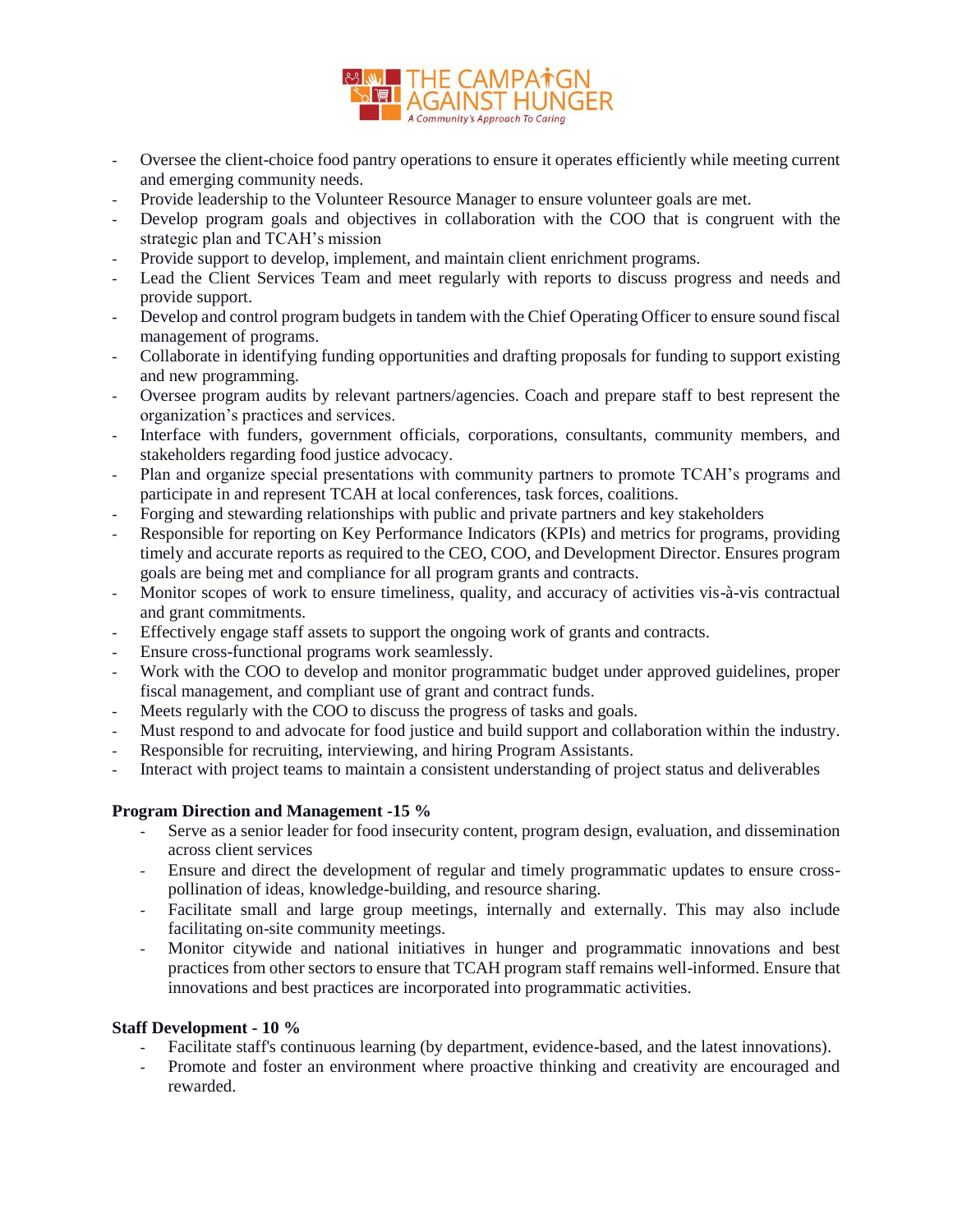- Oversee the client-choice food pantry operations to ensure it operates efficiently while meeting current and emerging community needs.
- Provide leadership to the Volunteer Resource Manager to ensure volunteer goals are met.
- Develop program goals and objectives in collaboration with the COO that is congruent with the strategic plan and TCAH's mission
- Provide support to develop, implement, and maintain client enrichment programs.
- Lead the Client Services Team and meet regularly with reports to discuss progress and needs and provide support.
- Develop and control program budgets in tandem with the Chief Operating Officer to ensure sound fiscal management of programs.
- Collaborate in identifying funding opportunities and drafting proposals for funding to support existing and new programming.
- Oversee program audits by relevant partners/agencies. Coach and prepare staff to best represent the organization's practices and services.
- Interface with funders, government officials, corporations, consultants, community members, and stakeholders regarding food justice advocacy.
- Plan and organize special presentations with community partners to promote TCAH's programs and participate in and represent TCAH at local conferences, task forces, coalitions.
- Forging and stewarding relationships with public and private partners and key stakeholders
- Responsible for reporting on Key Performance Indicators (KPIs) and metrics for programs, providing timely and accurate reports as required to the CEO, COO, and Development Director. Ensures program goals are being met and compliance for all program grants and contracts.
- Monitor scopes of work to ensure timeliness, quality, and accuracy of activities vis-à-vis contractual and grant commitments.
- Effectively engage staff assets to support the ongoing work of grants and contracts.
- Ensure cross-functional programs work seamlessly.
- Work with the COO to develop and monitor programmatic budget under approved guidelines, proper fiscal management, and compliant use of grant and contract funds.
- Meets regularly with the COO to discuss the progress of tasks and goals.
- Must respond to and advocate for food justice and build support and collaboration within the industry.
- Responsible for recruiting, interviewing, and hiring Program Assistants.
- Interact with project teams to maintain a consistent understanding of project status and deliverables

**Program Direction and Management -15 %**

- Serve as a senior leader for food insecurity content, program design, evaluation, and dissemination across client services
- Ensure and direct the development of regular and timely programmatic updates to ensure cross-pollination of ideas, knowledge-building, and resource sharing.
- Facilitate small and large group meetings, internally and externally. This may also include facilitating on-site community meetings.
- Monitor citywide and national initiatives in hunger and programmatic innovations and best practices from other sectors to ensure that TCAH program staff remains well-informed. Ensure that innovations and best practices are incorporated into programmatic activities.

**Staff Development - 10 %**

- Facilitate staff's continuous learning (by department, evidence-based, and the latest innovations).
- Promote and foster an environment where proactive thinking and creativity are encouraged and rewarded.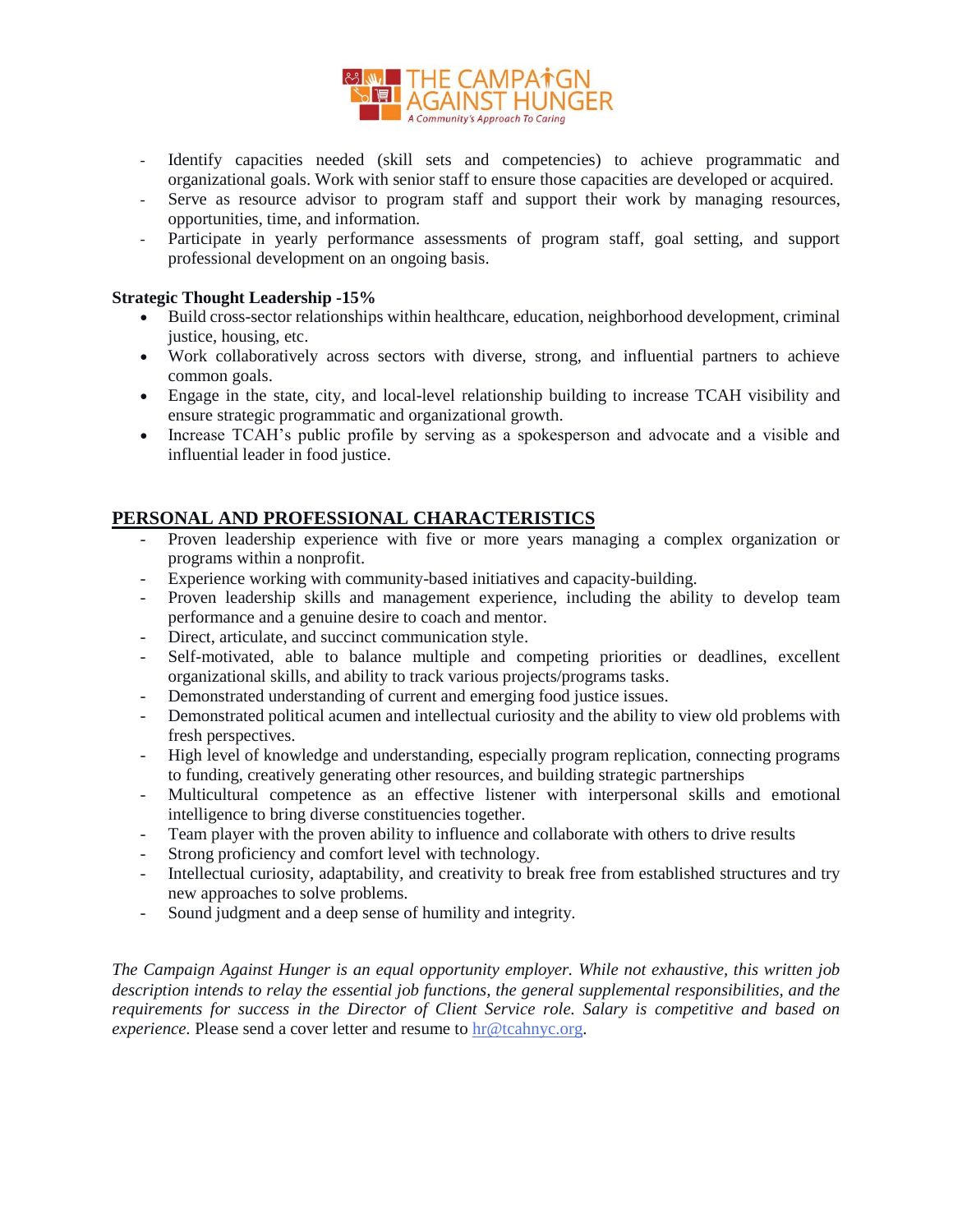- Identify capacities needed (skill sets and competencies) to achieve programmatic and organizational goals. Work with senior staff to ensure those capacities are developed or acquired.
- Serve as resource advisor to program staff and support their work by managing resources, opportunities, time, and information.
- Participate in yearly performance assessments of program staff, goal setting, and support professional development on an ongoing basis.

**Strategic Thought Leadership -15%**

- Build cross-sector relationships within healthcare, education, neighborhood development, criminal justice, housing, etc.
- Work collaboratively across sectors with diverse, strong, and influential partners to achieve common goals.
- Engage in the state, city, and local-level relationship building to increase TCAH visibility and ensure strategic programmatic and organizational growth.
- Increase TCAH's public profile by serving as a spokesperson and advocate and a visible and influential leader in food justice.

## PERSONAL AND PROFESSIONAL CHARACTERISTICS

- Proven leadership experience with five or more years managing a complex organization or programs within a nonprofit.
- Experience working with community-based initiatives and capacity-building.
- Proven leadership skills and management experience, including the ability to develop team performance and a genuine desire to coach and mentor.
- Direct, articulate, and succinct communication style.
- Self-motivated, able to balance multiple and competing priorities or deadlines, excellent organizational skills, and ability to track various projects/programs tasks.
- Demonstrated understanding of current and emerging food justice issues.
- Demonstrated political acumen and intellectual curiosity and the ability to view old problems with fresh perspectives.
- High level of knowledge and understanding, especially program replication, connecting programs to funding, creatively generating other resources, and building strategic partnerships
- Multicultural competence as an effective listener with interpersonal skills and emotional intelligence to bring diverse constituencies together.
- Team player with the proven ability to influence and collaborate with others to drive results
- Strong proficiency and comfort level with technology.
- Intellectual curiosity, adaptability, and creativity to break free from established structures and try new approaches to solve problems.
- Sound judgment and a deep sense of humility and integrity.

*The Campaign Against Hunger is an equal opportunity employer. While not exhaustive, this written job description intends to relay the essential job functions, the general supplemental responsibilities, and the requirements for success in the Director of Client Service role. Salary is competitive and based on experience.* Please send a cover letter and resume to hr@tcahnyc.org.